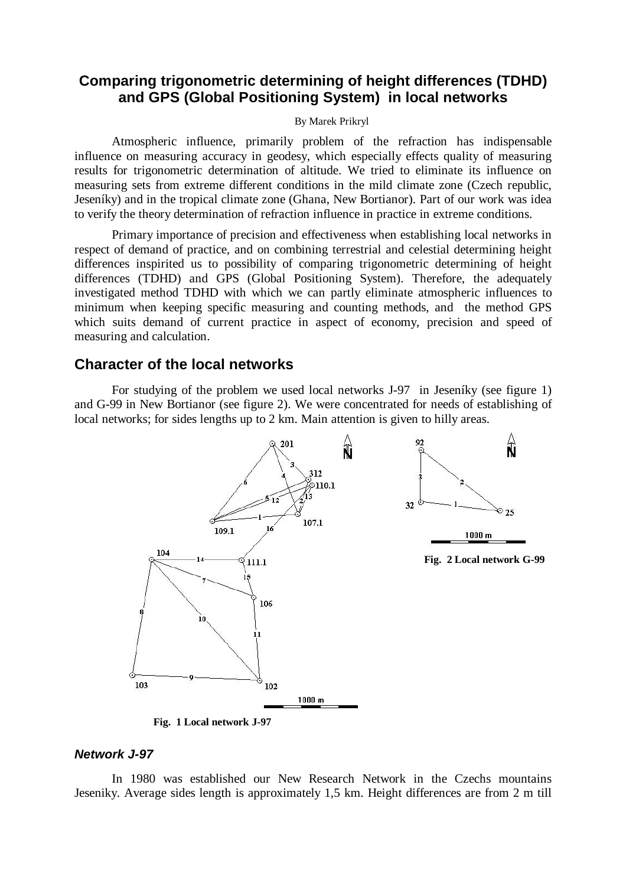# Comparing trigonometric determining of height differences (TDHD) and GPS (Global Positioning System) in local networks

By Marek Prikryl

Atmospheric influence, primarily problem of the refraction has indispensable influence on measuring accuracy in geodesy, which especially effects quality of measuring results for trigonometric determination of altitude. We tried to eliminate its influence on measuring sets from extreme different conditions in the mild climate zone (Czech republic, Jeseníky) and in the tropical climate zone (Ghana, New Bortianor). Part of our work was idea to verify the theory determination of refraction influence in practice in extreme conditions.

Primary importance of precision and effectiveness when establishing local networks in respect of demand of practice, and on combining terrestrial and celestial determining height differences inspirited us to possibility of comparing trigonometric determining of height differences (TDHD) and GPS (Global Positioning System). Therefore, the adequately investigated method TDHD with which we can partly eliminate atmospheric influences to minimum when keeping specific measuring and counting methods, and the method GPS which suits demand of current practice in aspect of economy, precision and speed of measuring and calculation.

## Character of the local networks

For studying of the problem we used local networks J-97 in Jeseníky (see figure 1) and G-99 in New Bortianor (see figure 2). We were concentrated for needs of establishing of local networks; for sides lengths up to 2 km. Main attention is given to hilly areas.

201
312
110.1
109.1
107.1
104
111.1
106
103
102
N
1000 m

**Fig. 1 Local network J-97**

92
32
25
N
1000 m

**Fig. 2 Local network G-99**

### *Network J-97*

In 1980 was established our New Research Network in the Czechs mountains Jeseniky. Average sides length is approximately 1,5 km. Height differences are from 2 m till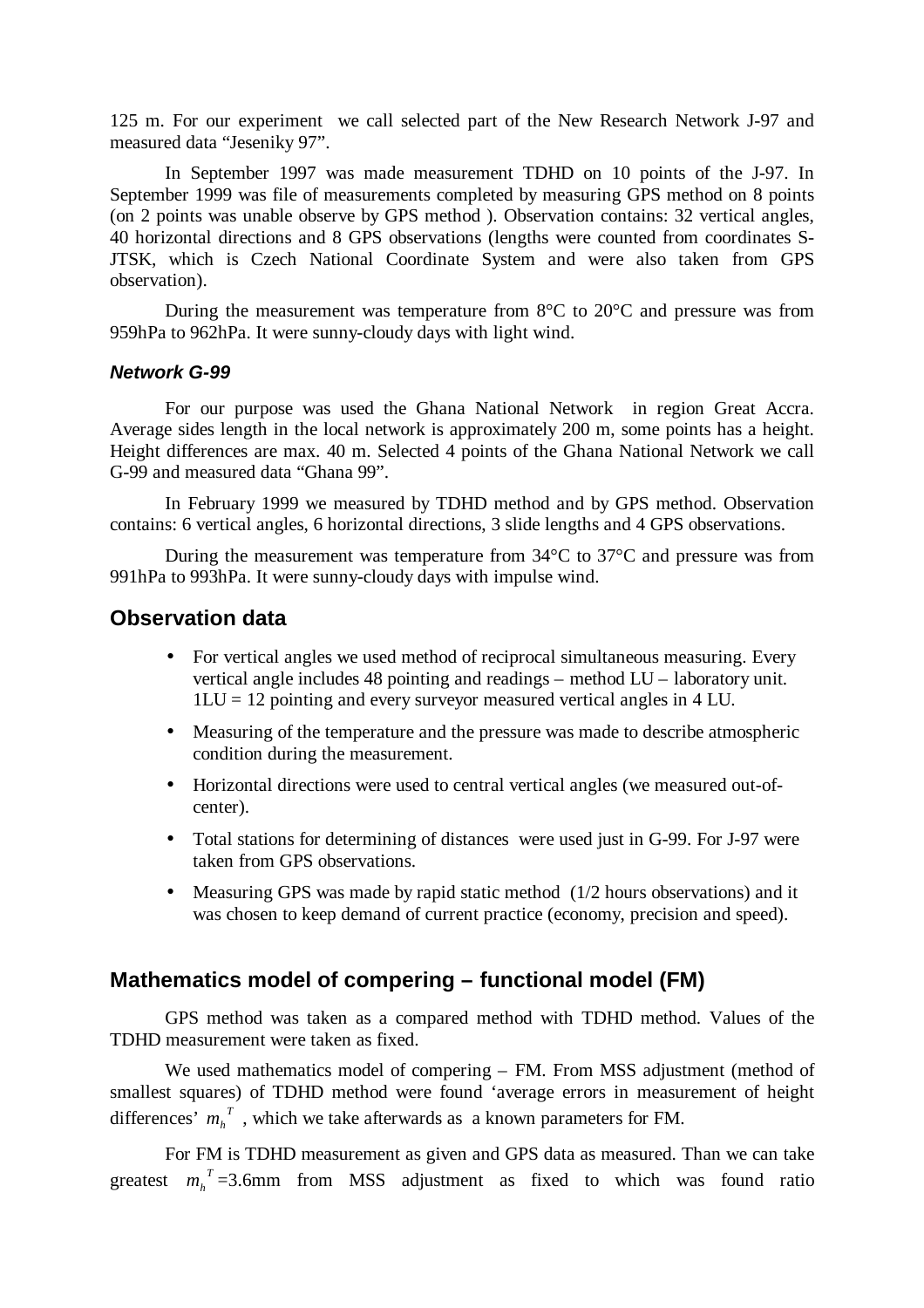125 m. For our experiment we call selected part of the New Research Network J-97 and measured data “Jeseniky 97”.

In September 1997 was made measurement TDHD on 10 points of the J-97. In September 1999 was file of measurements completed by measuring GPS method on 8 points (on 2 points was unable observe by GPS method ). Observation contains: 32 vertical angles, 40 horizontal directions and 8 GPS observations (lengths were counted from coordinates S-JTSK, which is Czech National Coordinate System and were also taken from GPS observation).

During the measurement was temperature from 8°C to 20°C and pressure was from 959hPa to 962hPa. It were sunny-cloudy days with light wind.

#### *Network G-99*

For our purpose was used the Ghana National Network in region Great Accra. Average sides length in the local network is approximately 200 m, some points has a height. Height differences are max. 40 m. Selected 4 points of the Ghana National Network we call G-99 and measured data “Ghana 99”.

In February 1999 we measured by TDHD method and by GPS method. Observation contains: 6 vertical angles, 6 horizontal directions, 3 slide lengths and 4 GPS observations.

During the measurement was temperature from 34°C to 37°C and pressure was from 991hPa to 993hPa. It were sunny-cloudy days with impulse wind.

## Observation data

- For vertical angles we used method of reciprocal simultaneous measuring. Every vertical angle includes 48 pointing and readings – method LU – laboratory unit. 1LU = 12 pointing and every surveyor measured vertical angles in 4 LU.
- Measuring of the temperature and the pressure was made to describe atmospheric condition during the measurement.
- Horizontal directions were used to central vertical angles (we measured out-of-center).
- Total stations for determining of distances were used just in G-99. For J-97 were taken from GPS observations.
- Measuring GPS was made by rapid static method (1/2 hours observations) and it was chosen to keep demand of current practice (economy, precision and speed).

## Mathematics model of compering – functional model (FM)

GPS method was taken as a compared method with TDHD method. Values of the TDHD measurement were taken as fixed.

We used mathematics model of compering – FM. From MSS adjustment (method of smallest squares) of TDHD method were found ‘average errors in measurement of height differences’ $m_h^T$ , which we take afterwards as a known parameters for FM.

For FM is TDHD measurement as given and GPS data as measured. Than we can take greatest $m_h^T$ =3.6mm from MSS adjustment as fixed to which was found ratio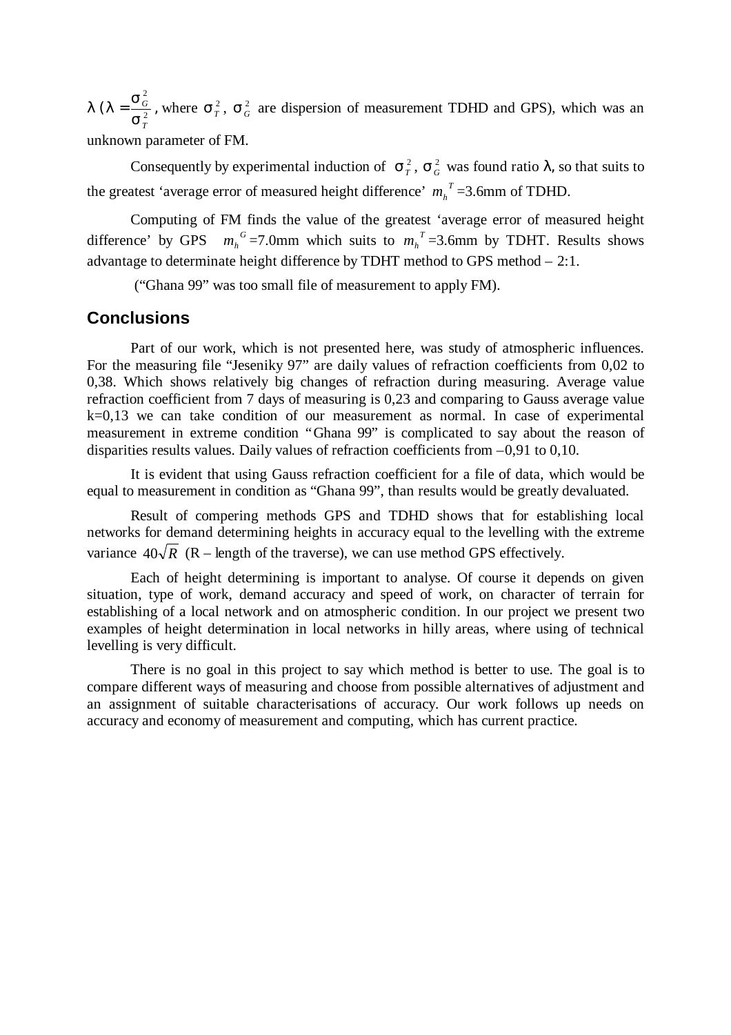$\lambda$ ($\lambda = \frac{\sigma_G^2}{\sigma_T^2}$, where $\sigma_T^2$, $\sigma_G^2$ are dispersion of measurement TDHD and GPS), which was an unknown parameter of FM.

Consequently by experimental induction of $\sigma_T^2$, $\sigma_G^2$ was found ratio $\lambda$, so that suits to the greatest 'average error of measured height difference' $m_h^T$=3.6mm of TDHD.

Computing of FM finds the value of the greatest 'average error of measured height difference' by GPS $m_h^G$=7.0mm which suits to $m_h^T$=3.6mm by TDHT. Results shows advantage to determinate height difference by TDHT method to GPS method – 2:1.

("Ghana 99" was too small file of measurement to apply FM).

## Conclusions

Part of our work, which is not presented here, was study of atmospheric influences. For the measuring file "Jeseniky 97" are daily values of refraction coefficients from 0,02 to 0,38. Which shows relatively big changes of refraction during measuring. Average value refraction coefficient from 7 days of measuring is 0,23 and comparing to Gauss average value k=0,13 we can take condition of our measurement as normal. In case of experimental measurement in extreme condition "Ghana 99" is complicated to say about the reason of disparities results values. Daily values of refraction coefficients from –0,91 to 0,10.

It is evident that using Gauss refraction coefficient for a file of data, which would be equal to measurement in condition as "Ghana 99", than results would be greatly devaluated.

Result of compering methods GPS and TDHD shows that for establishing local networks for demand determining heights in accuracy equal to the levelling with the extreme variance $40\sqrt{R}$ (R – length of the traverse), we can use method GPS effectively.

Each of height determining is important to analyse. Of course it depends on given situation, type of work, demand accuracy and speed of work, on character of terrain for establishing of a local network and on atmospheric condition. In our project we present two examples of height determination in local networks in hilly areas, where using of technical levelling is very difficult.

There is no goal in this project to say which method is better to use. The goal is to compare different ways of measuring and choose from possible alternatives of adjustment and an assignment of suitable characterisations of accuracy. Our work follows up needs on accuracy and economy of measurement and computing, which has current practice.